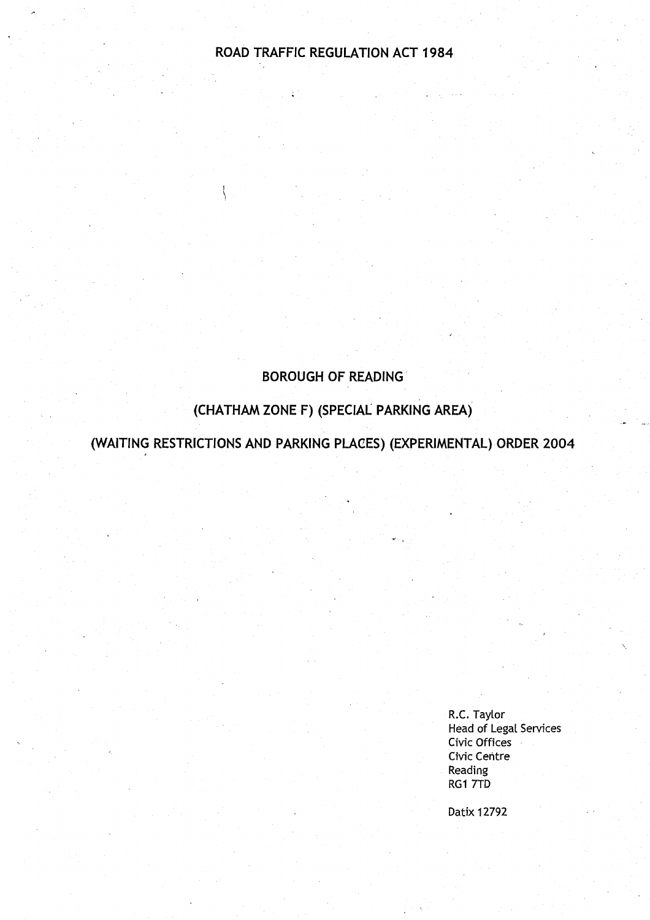# ROAD TRAFFIC REGULATION ACT 1984

## BOROUGH OF READING

## (CHATHAM ZONE F) (SPECIAL PARKING AREA)

## (WAITING RESTRICTIONS AND PARKING PLACES) (EXPERIMENTAL) ORDER 2004

R.C. Taylor
Head of Legal Services
Civic Offices
Civic Centre
Reading
RG1 7TD

Datix 12792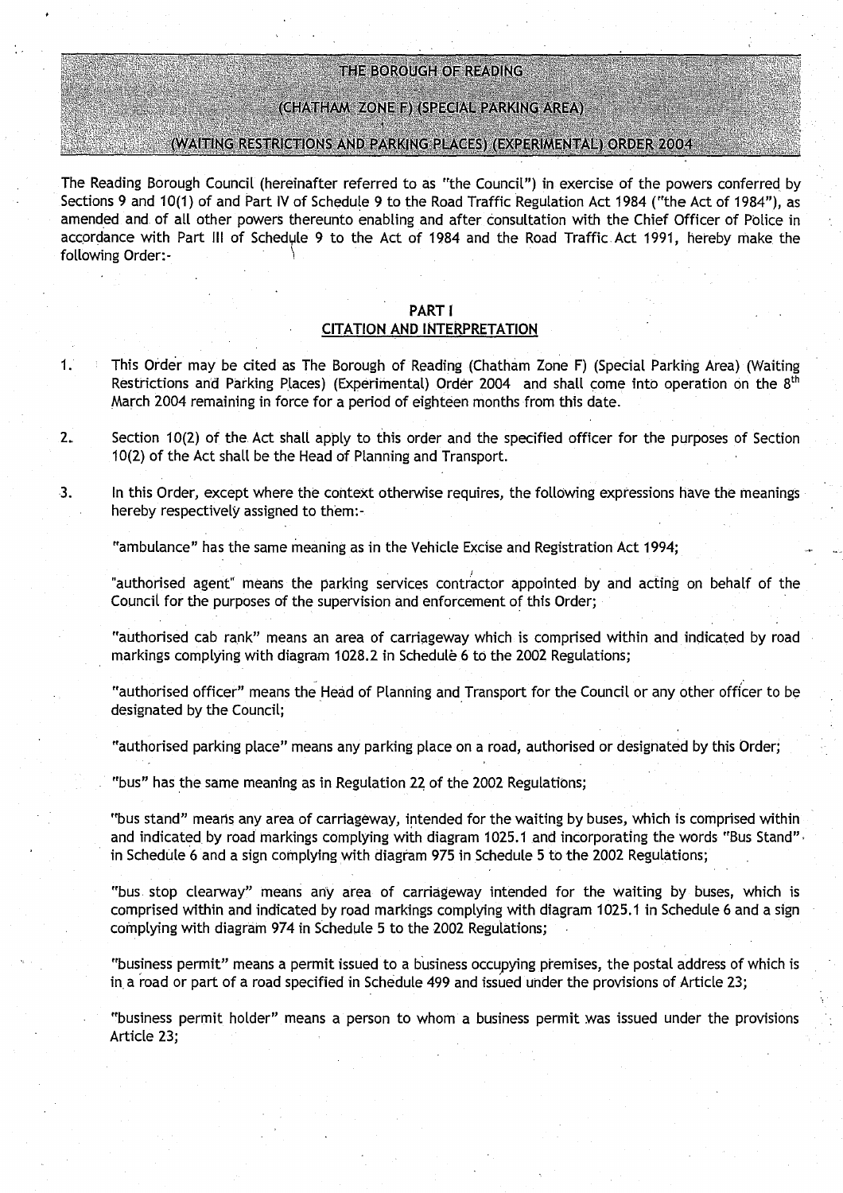# THE BOROUGH OF READING

## (CHATHAM ZONE F) (SPECIAL PARKING AREA)

## (WAITING RESTRICTIONS AND PARKING PLACES) (EXPERIMENTAL) ORDER 2004

The Reading Borough Council (hereinafter referred to as "the Council") in exercise of the powers conferred by Sections 9 and 10(1) of and Part IV of Schedule 9 to the Road Traffic Regulation Act 1984 ("the Act of 1984"), as amended and of all other powers thereunto enabling and after consultation with the Chief Officer of Police in accordance with Part III of Schedule 9 to the Act of 1984 and the Road Traffic Act 1991, hereby make the following Order:-

### PART I
### CITATION AND INTERPRETATION

1. This Order may be cited as The Borough of Reading (Chatham Zone F) (Special Parking Area) (Waiting Restrictions and Parking Places) (Experimental) Order 2004 and shall come into operation on the 8th March 2004 remaining in force for a period of eighteen months from this date.

2. Section 10(2) of the Act shall apply to this order and the specified officer for the purposes of Section 10(2) of the Act shall be the Head of Planning and Transport.

3. In this Order, except where the context otherwise requires, the following expressions have the meanings hereby respectively assigned to them:-

"ambulance" has the same meaning as in the Vehicle Excise and Registration Act 1994;

"authorised agent" means the parking services contractor appointed by and acting on behalf of the Council for the purposes of the supervision and enforcement of this Order;

"authorised cab rank" means an area of carriageway which is comprised within and indicated by road markings complying with diagram 1028.2 in Schedule 6 to the 2002 Regulations;

"authorised officer" means the Head of Planning and Transport for the Council or any other officer to be designated by the Council;

"authorised parking place" means any parking place on a road, authorised or designated by this Order;

"bus" has the same meaning as in Regulation 22 of the 2002 Regulations;

"bus stand" means any area of carriageway, intended for the waiting by buses, which is comprised within and indicated by road markings complying with diagram 1025.1 and incorporating the words "Bus Stand" in Schedule 6 and a sign complying with diagram 975 in Schedule 5 to the 2002 Regulations;

"bus stop clearway" means any area of carriageway intended for the waiting by buses, which is comprised within and indicated by road markings complying with diagram 1025.1 in Schedule 6 and a sign complying with diagram 974 in Schedule 5 to the 2002 Regulations;

"business permit" means a permit issued to a business occupying premises, the postal address of which is in a road or part of a road specified in Schedule 499 and issued under the provisions of Article 23;

"business permit holder" means a person to whom a business permit was issued under the provisions Article 23;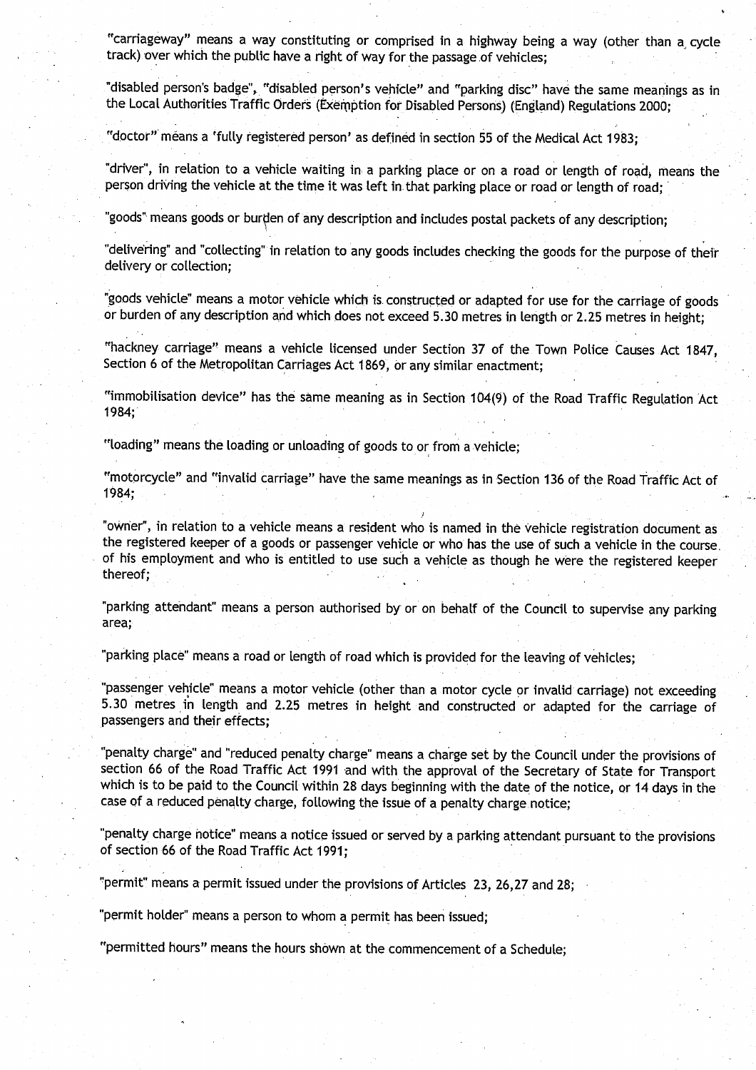"carriageway" means a way constituting or comprised in a highway being a way (other than a cycle track) over which the public have a right of way for the passage of vehicles;

"disabled person's badge", "disabled person's vehicle" and "parking disc" have the same meanings as in the Local Authorities Traffic Orders (Exemption for Disabled Persons) (England) Regulations 2000;

"doctor" means a 'fully registered person' as defined in section 55 of the Medical Act 1983;

"driver", in relation to a vehicle waiting in a parking place or on a road or length of road, means the person driving the vehicle at the time it was left in that parking place or road or length of road;

"goods" means goods or burden of any description and includes postal packets of any description;

"delivering" and "collecting" in relation to any goods includes checking the goods for the purpose of their delivery or collection;

"goods vehicle" means a motor vehicle which is constructed or adapted for use for the carriage of goods or burden of any description and which does not exceed 5.30 metres in length or 2.25 metres in height;

"hackney carriage" means a vehicle licensed under Section 37 of the Town Police Causes Act 1847, Section 6 of the Metropolitan Carriages Act 1869, or any similar enactment;

"immobilisation device" has the same meaning as in Section 104(9) of the Road Traffic Regulation Act 1984;

"loading" means the loading or unloading of goods to or from a vehicle;

"motorcycle" and "invalid carriage" have the same meanings as in Section 136 of the Road Traffic Act of 1984;

"owner", in relation to a vehicle means a resident who is named in the vehicle registration document as the registered keeper of a goods or passenger vehicle or who has the use of such a vehicle in the course of his employment and who is entitled to use such a vehicle as though he were the registered keeper thereof;

"parking attendant" means a person authorised by or on behalf of the Council to supervise any parking area;

"parking place" means a road or length of road which is provided for the leaving of vehicles;

"passenger vehicle" means a motor vehicle (other than a motor cycle or invalid carriage) not exceeding 5.30 metres in length and 2.25 metres in height and constructed or adapted for the carriage of passengers and their effects;

"penalty charge" and "reduced penalty charge" means a charge set by the Council under the provisions of section 66 of the Road Traffic Act 1991 and with the approval of the Secretary of State for Transport which is to be paid to the Council within 28 days beginning with the date of the notice, or 14 days in the case of a reduced penalty charge, following the issue of a penalty charge notice;

"penalty charge notice" means a notice issued or served by a parking attendant pursuant to the provisions of section 66 of the Road Traffic Act 1991;

"permit" means a permit issued under the provisions of Articles 23, 26,27 and 28;

"permit holder" means a person to whom a permit has been issued;

"permitted hours" means the hours shown at the commencement of a Schedule;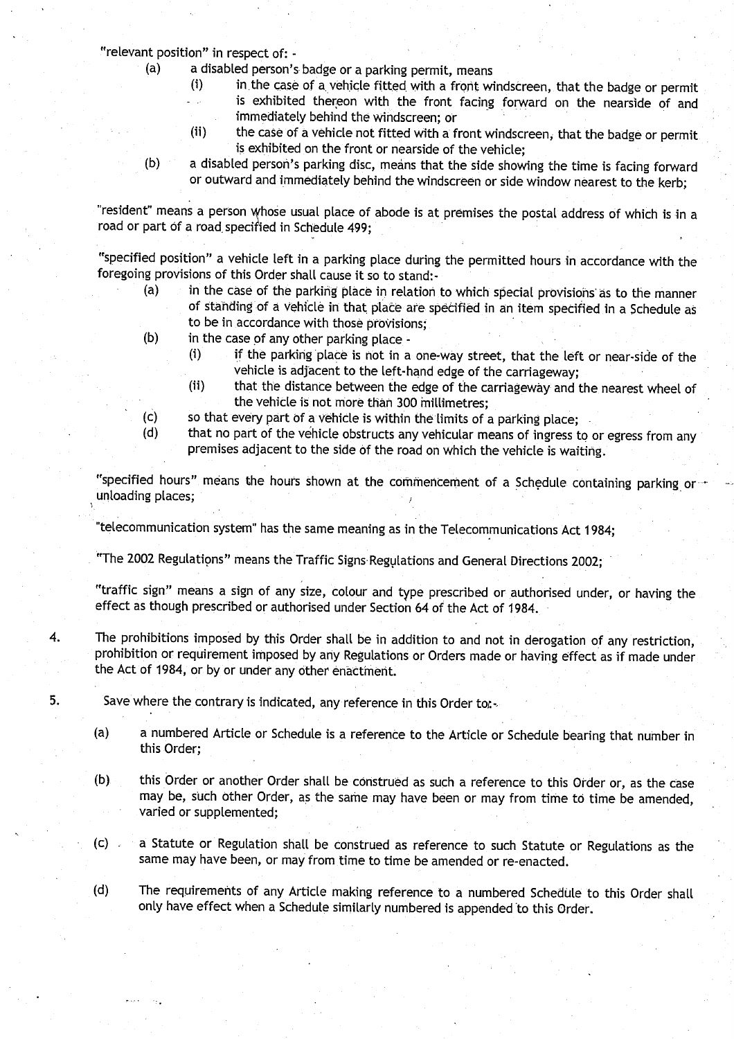"relevant position" in respect of: -

(a) a disabled person's badge or a parking permit, means
  - (i) in the case of a vehicle fitted with a front windscreen, that the badge or permit is exhibited thereon with the front facing forward on the nearside of and immediately behind the windscreen; or
  - (ii) the case of a vehicle not fitted with a front windscreen, that the badge or permit is exhibited on the front or nearside of the vehicle;

(b) a disabled person's parking disc, means that the side showing the time is facing forward or outward and immediately behind the windscreen or side window nearest to the kerb;

"resident" means a person whose usual place of abode is at premises the postal address of which is in a road or part of a road specified in Schedule 499;

"specified position" a vehicle left in a parking place during the permitted hours in accordance with the foregoing provisions of this Order shall cause it so to stand:-

(a) in the case of the parking place in relation to which special provisions as to the manner of standing of a vehicle in that place are specified in an item specified in a Schedule as to be in accordance with those provisions;

(b) in the case of any other parking place -
  - (i) if the parking place is not in a one-way street, that the left or near-side of the vehicle is adjacent to the left-hand edge of the carriageway;
  - (ii) that the distance between the edge of the carriageway and the nearest wheel of the vehicle is not more than 300 millimetres;

(c) so that every part of a vehicle is within the limits of a parking place;

(d) that no part of the vehicle obstructs any vehicular means of ingress to or egress from any premises adjacent to the side of the road on which the vehicle is waiting.

"specified hours" means the hours shown at the commencement of a Schedule containing parking or unloading places;

"telecommunication system" has the same meaning as in the Telecommunications Act 1984;

"The 2002 Regulations" means the Traffic Signs Regulations and General Directions 2002;

"traffic sign" means a sign of any size, colour and type prescribed or authorised under, or having the effect as though prescribed or authorised under Section 64 of the Act of 1984.

4. The prohibitions imposed by this Order shall be in addition to and not in derogation of any restriction, prohibition or requirement imposed by any Regulations or Orders made or having effect as if made under the Act of 1984, or by or under any other enactment.

5. Save where the contrary is indicated, any reference in this Order to:-

(a) a numbered Article or Schedule is a reference to the Article or Schedule bearing that number in this Order;

(b) this Order or another Order shall be construed as such a reference to this Order or, as the case may be, such other Order, as the same may have been or may from time to time be amended, varied or supplemented;

(c) a Statute or Regulation shall be construed as reference to such Statute or Regulations as the same may have been, or may from time to time be amended or re-enacted.

(d) The requirements of any Article making reference to a numbered Schedule to this Order shall only have effect when a Schedule similarly numbered is appended to this Order.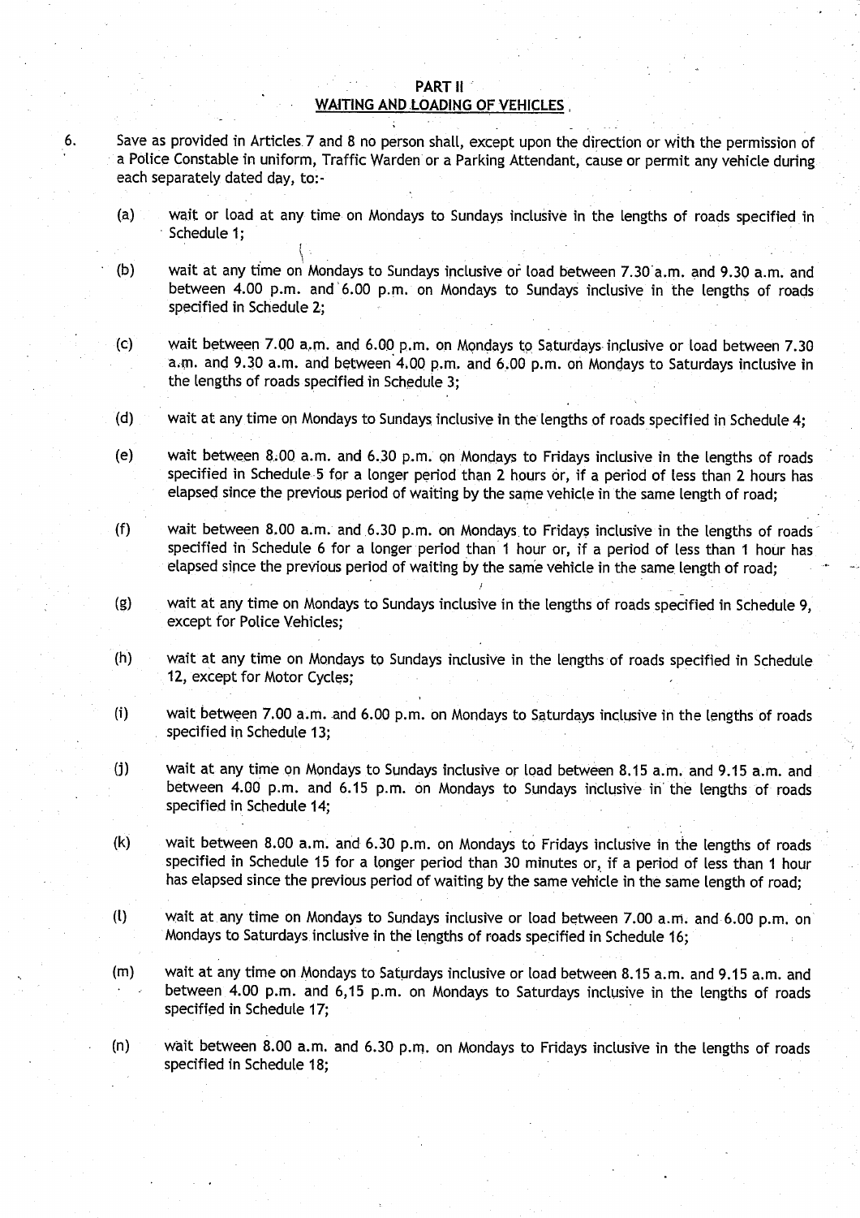## PART II
## WAITING AND LOADING OF VEHICLES

6. Save as provided in Articles 7 and 8 no person shall, except upon the direction or with the permission of a Police Constable in uniform, Traffic Warden or a Parking Attendant, cause or permit any vehicle during each separately dated day, to:-

   (a) wait or load at any time on Mondays to Sundays inclusive in the lengths of roads specified in Schedule 1;

   (b) wait at any time on Mondays to Sundays inclusive or load between 7.30 a.m. and 9.30 a.m. and between 4.00 p.m. and 6.00 p.m. on Mondays to Sundays inclusive in the lengths of roads specified in Schedule 2;

   (c) wait between 7.00 a.m. and 6.00 p.m. on Mondays to Saturdays inclusive or load between 7.30 a.m. and 9.30 a.m. and between 4.00 p.m. and 6.00 p.m. on Mondays to Saturdays inclusive in the lengths of roads specified in Schedule 3;

   (d) wait at any time on Mondays to Sundays inclusive in the lengths of roads specified in Schedule 4;

   (e) wait between 8.00 a.m. and 6.30 p.m. on Mondays to Fridays inclusive in the lengths of roads specified in Schedule 5 for a longer period than 2 hours or, if a period of less than 2 hours has elapsed since the previous period of waiting by the same vehicle in the same length of road;

   (f) wait between 8.00 a.m. and 6.30 p.m. on Mondays to Fridays inclusive in the lengths of roads specified in Schedule 6 for a longer period than 1 hour or, if a period of less than 1 hour has elapsed since the previous period of waiting by the same vehicle in the same length of road;

   (g) wait at any time on Mondays to Sundays inclusive in the lengths of roads specified in Schedule 9, except for Police Vehicles;

   (h) wait at any time on Mondays to Sundays inclusive in the lengths of roads specified in Schedule 12, except for Motor Cycles;

   (i) wait between 7.00 a.m. and 6.00 p.m. on Mondays to Saturdays inclusive in the lengths of roads specified in Schedule 13;

   (j) wait at any time on Mondays to Sundays inclusive or load between 8.15 a.m. and 9.15 a.m. and between 4.00 p.m. and 6.15 p.m. on Mondays to Sundays inclusive in the lengths of roads specified in Schedule 14;

   (k) wait between 8.00 a.m. and 6.30 p.m. on Mondays to Fridays inclusive in the lengths of roads specified in Schedule 15 for a longer period than 30 minutes or, if a period of less than 1 hour has elapsed since the previous period of waiting by the same vehicle in the same length of road;

   (l) wait at any time on Mondays to Sundays inclusive or load between 7.00 a.m. and 6.00 p.m. on Mondays to Saturdays inclusive in the lengths of roads specified in Schedule 16;

   (m) wait at any time on Mondays to Saturdays inclusive or load between 8.15 a.m. and 9.15 a.m. and between 4.00 p.m. and 6,15 p.m. on Mondays to Saturdays inclusive in the lengths of roads specified in Schedule 17;

   (n) wait between 8.00 a.m. and 6.30 p.m. on Mondays to Fridays inclusive in the lengths of roads specified in Schedule 18;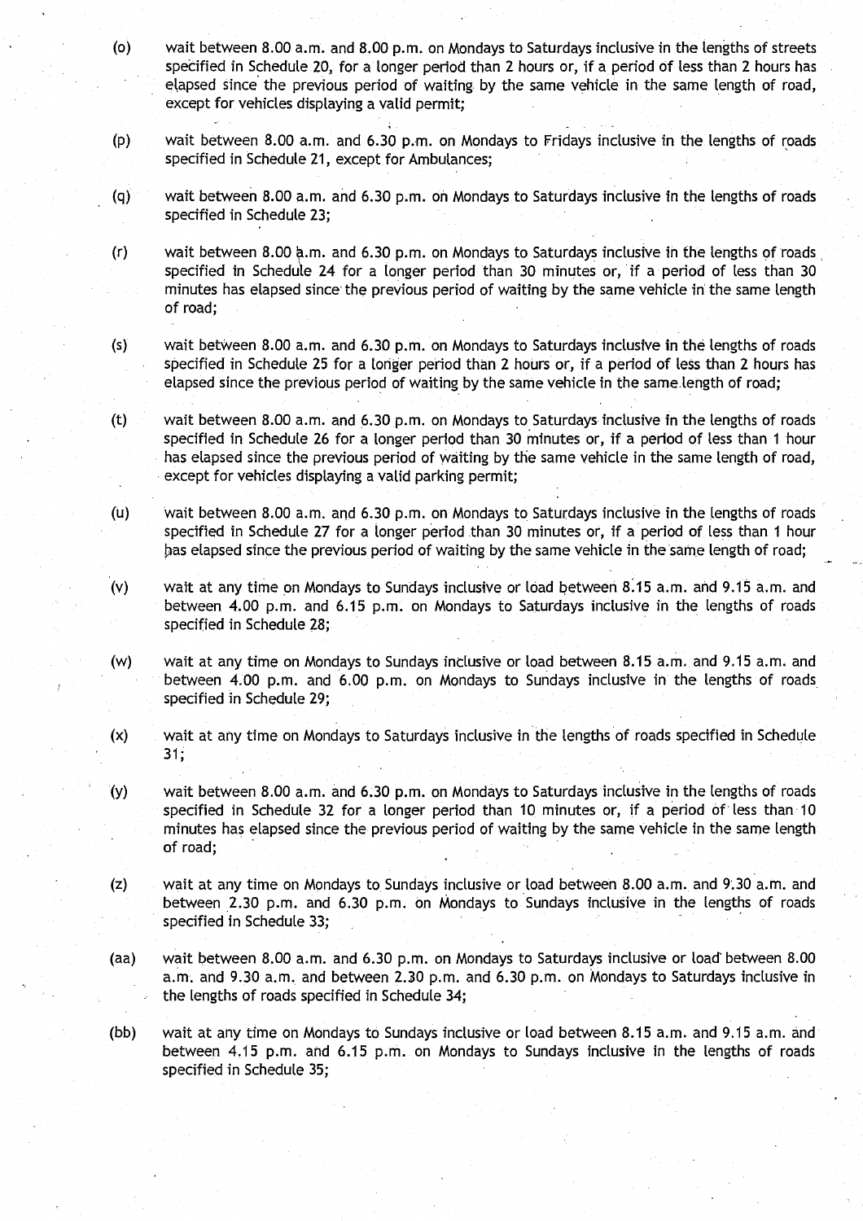(o) wait between 8.00 a.m. and 8.00 p.m. on Mondays to Saturdays inclusive in the lengths of streets specified in Schedule 20, for a longer period than 2 hours or, if a period of less than 2 hours has elapsed since the previous period of waiting by the same vehicle in the same length of road, except for vehicles displaying a valid permit;

(p) wait between 8.00 a.m. and 6.30 p.m. on Mondays to Fridays inclusive in the lengths of roads specified in Schedule 21, except for Ambulances;

(q) wait between 8.00 a.m. and 6.30 p.m. on Mondays to Saturdays inclusive in the lengths of roads specified in Schedule 23;

(r) wait between 8.00 a.m. and 6.30 p.m. on Mondays to Saturdays inclusive in the lengths of roads specified in Schedule 24 for a longer period than 30 minutes or, if a period of less than 30 minutes has elapsed since the previous period of waiting by the same vehicle in the same length of road;

(s) wait between 8.00 a.m. and 6.30 p.m. on Mondays to Saturdays inclusive in the lengths of roads specified in Schedule 25 for a longer period than 2 hours or, if a period of less than 2 hours has elapsed since the previous period of waiting by the same vehicle in the same length of road;

(t) wait between 8.00 a.m. and 6.30 p.m. on Mondays to Saturdays inclusive in the lengths of roads specified in Schedule 26 for a longer period than 30 minutes or, if a period of less than 1 hour has elapsed since the previous period of waiting by the same vehicle in the same length of road, except for vehicles displaying a valid parking permit;

(u) wait between 8.00 a.m. and 6.30 p.m. on Mondays to Saturdays inclusive in the lengths of roads specified in Schedule 27 for a longer period than 30 minutes or, if a period of less than 1 hour has elapsed since the previous period of waiting by the same vehicle in the same length of road;

(v) wait at any time on Mondays to Sundays inclusive or load between 8.15 a.m. and 9.15 a.m. and between 4.00 p.m. and 6.15 p.m. on Mondays to Saturdays inclusive in the lengths of roads specified in Schedule 28;

(w) wait at any time on Mondays to Sundays inclusive or load between 8.15 a.m. and 9.15 a.m. and between 4.00 p.m. and 6.00 p.m. on Mondays to Sundays inclusive in the lengths of roads specified in Schedule 29;

(x) wait at any time on Mondays to Saturdays inclusive in the lengths of roads specified in Schedule 31;

(y) wait between 8.00 a.m. and 6.30 p.m. on Mondays to Saturdays inclusive in the lengths of roads specified in Schedule 32 for a longer period than 10 minutes or, if a period of less than 10 minutes has elapsed since the previous period of waiting by the same vehicle in the same length of road;

(z) wait at any time on Mondays to Sundays inclusive or load between 8.00 a.m. and 9.30 a.m. and between 2.30 p.m. and 6.30 p.m. on Mondays to Sundays inclusive in the lengths of roads specified in Schedule 33;

(aa) wait between 8.00 a.m. and 6.30 p.m. on Mondays to Saturdays inclusive or load between 8.00 a.m. and 9.30 a.m. and between 2.30 p.m. and 6.30 p.m. on Mondays to Saturdays inclusive in the lengths of roads specified in Schedule 34;

(bb) wait at any time on Mondays to Sundays inclusive or load between 8.15 a.m. and 9.15 a.m. and between 4.15 p.m. and 6.15 p.m. on Mondays to Sundays inclusive in the lengths of roads specified in Schedule 35;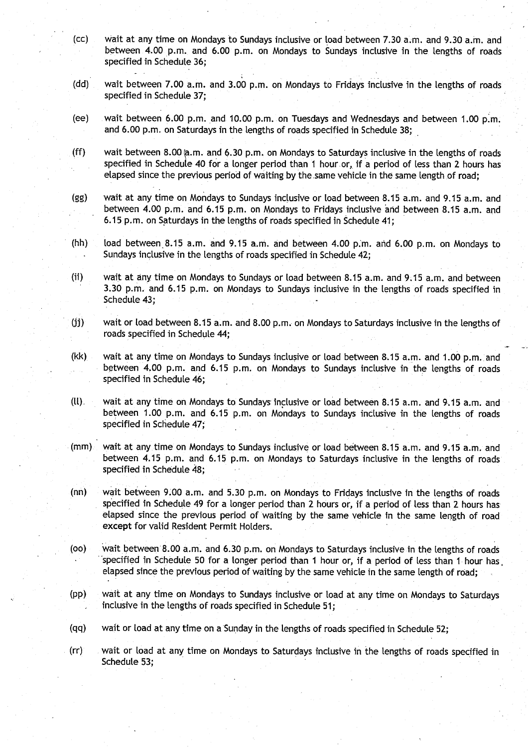(cc) wait at any time on Mondays to Sundays inclusive or load between 7.30 a.m. and 9.30 a.m. and between 4.00 p.m. and 6.00 p.m. on Mondays to Sundays inclusive in the lengths of roads specified in Schedule 36;

(dd) wait between 7.00 a.m. and 3.00 p.m. on Mondays to Fridays inclusive in the lengths of roads specified in Schedule 37;

(ee) wait between 6.00 p.m. and 10.00 p.m. on Tuesdays and Wednesdays and between 1.00 p.m. and 6.00 p.m. on Saturdays in the lengths of roads specified in Schedule 38;

(ff) wait between 8.00 a.m. and 6.30 p.m. on Mondays to Saturdays inclusive in the lengths of roads specified in Schedule 40 for a longer period than 1 hour or, if a period of less than 2 hours has elapsed since the previous period of waiting by the same vehicle in the same length of road;

(gg) wait at any time on Mondays to Sundays inclusive or load between 8.15 a.m. and 9.15 a.m. and between 4.00 p.m. and 6.15 p.m. on Mondays to Fridays inclusive and between 8.15 a.m. and 6.15 p.m. on Saturdays in the lengths of roads specified in Schedule 41;

(hh) load between 8.15 a.m. and 9.15 a.m. and between 4.00 p.m. and 6.00 p.m. on Mondays to Sundays inclusive in the lengths of roads specified in Schedule 42;

(ii) wait at any time on Mondays to Sundays or load between 8.15 a.m. and 9.15 a.m. and between 3.30 p.m. and 6.15 p.m. on Mondays to Sundays inclusive in the lengths of roads specified in Schedule 43;

(jj) wait or load between 8.15 a.m. and 8.00 p.m. on Mondays to Saturdays inclusive in the lengths of roads specified in Schedule 44;

(kk) wait at any time on Mondays to Sundays inclusive or load between 8.15 a.m. and 1.00 p.m. and between 4.00 p.m. and 6.15 p.m. on Mondays to Sundays inclusive in the lengths of roads specified in Schedule 46;

(ll) wait at any time on Mondays to Sundays inclusive or load between 8.15 a.m. and 9.15 a.m. and between 1.00 p.m. and 6.15 p.m. on Mondays to Sundays inclusive in the lengths of roads specified in Schedule 47;

(mm) wait at any time on Mondays to Sundays inclusive or load between 8.15 a.m. and 9.15 a.m. and between 4.15 p.m. and 6.15 p.m. on Mondays to Saturdays inclusive in the lengths of roads specified in Schedule 48;

(nn) wait between 9.00 a.m. and 5.30 p.m. on Mondays to Fridays inclusive in the lengths of roads specified in Schedule 49 for a longer period than 2 hours or, if a period of less than 2 hours has elapsed since the previous period of waiting by the same vehicle in the same length of road **except** for valid Resident Permit Holders.

(oo) wait between 8.00 a.m. and 6.30 p.m. on Mondays to Saturdays inclusive in the lengths of roads specified in Schedule 50 for a longer period than 1 hour or, if a period of less than 1 hour has elapsed since the previous period of waiting by the same vehicle in the same length of road;

(pp) wait at any time on Mondays to Sundays inclusive or load at any time on Mondays to Saturdays inclusive in the lengths of roads specified in Schedule 51;

(qq) wait or load at any time on a Sunday in the lengths of roads specified in Schedule 52;

(rr) wait or load at any time on Mondays to Saturdays inclusive in the lengths of roads specified in Schedule 53;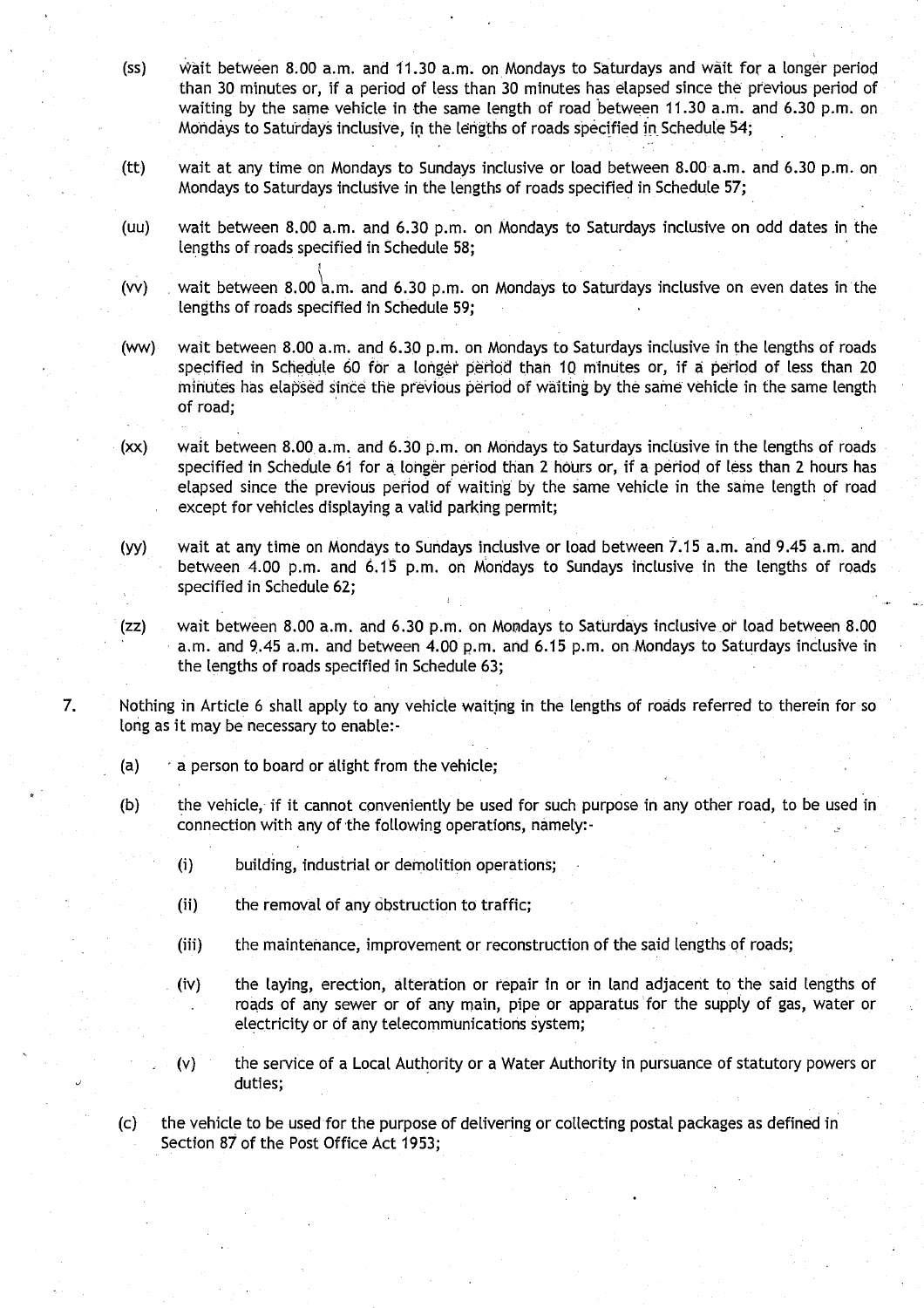(ss) wait between 8.00 a.m. and 11.30 a.m. on Mondays to Saturdays and wait for a longer period than 30 minutes or, if a period of less than 30 minutes has elapsed since the previous period of waiting by the same vehicle in the same length of road between 11.30 a.m. and 6.30 p.m. on Mondays to Saturdays inclusive, in the lengths of roads specified in Schedule 54;

(tt) wait at any time on Mondays to Sundays inclusive or load between 8.00 a.m. and 6.30 p.m. on Mondays to Saturdays inclusive in the lengths of roads specified in Schedule 57;

(uu) wait between 8.00 a.m. and 6.30 p.m. on Mondays to Saturdays inclusive on odd dates in the lengths of roads specified in Schedule 58;

(vv) wait between 8.00 a.m. and 6.30 p.m. on Mondays to Saturdays inclusive on even dates in the lengths of roads specified in Schedule 59;

(ww) wait between 8.00 a.m. and 6.30 p.m. on Mondays to Saturdays inclusive in the lengths of roads specified in Schedule 60 for a longer period than 10 minutes or, if a period of less than 20 minutes has elapsed since the previous period of waiting by the same vehicle in the same length of road;

(xx) wait between 8.00 a.m. and 6.30 p.m. on Mondays to Saturdays inclusive in the lengths of roads specified in Schedule 61 for a longer period than 2 hours or, if a period of less than 2 hours has elapsed since the previous period of waiting by the same vehicle in the same length of road except for vehicles displaying a valid parking permit;

(yy) wait at any time on Mondays to Sundays inclusive or load between 7.15 a.m. and 9.45 a.m. and between 4.00 p.m. and 6.15 p.m. on Mondays to Sundays inclusive in the lengths of roads specified in Schedule 62;

(zz) wait between 8.00 a.m. and 6.30 p.m. on Mondays to Saturdays inclusive or load between 8.00 a.m. and 9.45 a.m. and between 4.00 p.m. and 6.15 p.m. on Mondays to Saturdays inclusive in the lengths of roads specified in Schedule 63;

7. Nothing in Article 6 shall apply to any vehicle waiting in the lengths of roads referred to therein for so long as it may be necessary to enable:-

   (a) a person to board or alight from the vehicle;

   (b) the vehicle, if it cannot conveniently be used for such purpose in any other road, to be used in connection with any of the following operations, namely:-

      (i) building, industrial or demolition operations;

      (ii) the removal of any obstruction to traffic;

      (iii) the maintenance, improvement or reconstruction of the said lengths of roads;

      (iv) the laying, erection, alteration or repair in or in land adjacent to the said lengths of roads of any sewer or of any main, pipe or apparatus for the supply of gas, water or electricity or of any telecommunications system;

      (v) the service of a Local Authority or a Water Authority in pursuance of statutory powers or duties;

   (c) the vehicle to be used for the purpose of delivering or collecting postal packages as defined in Section 87 of the Post Office Act 1953;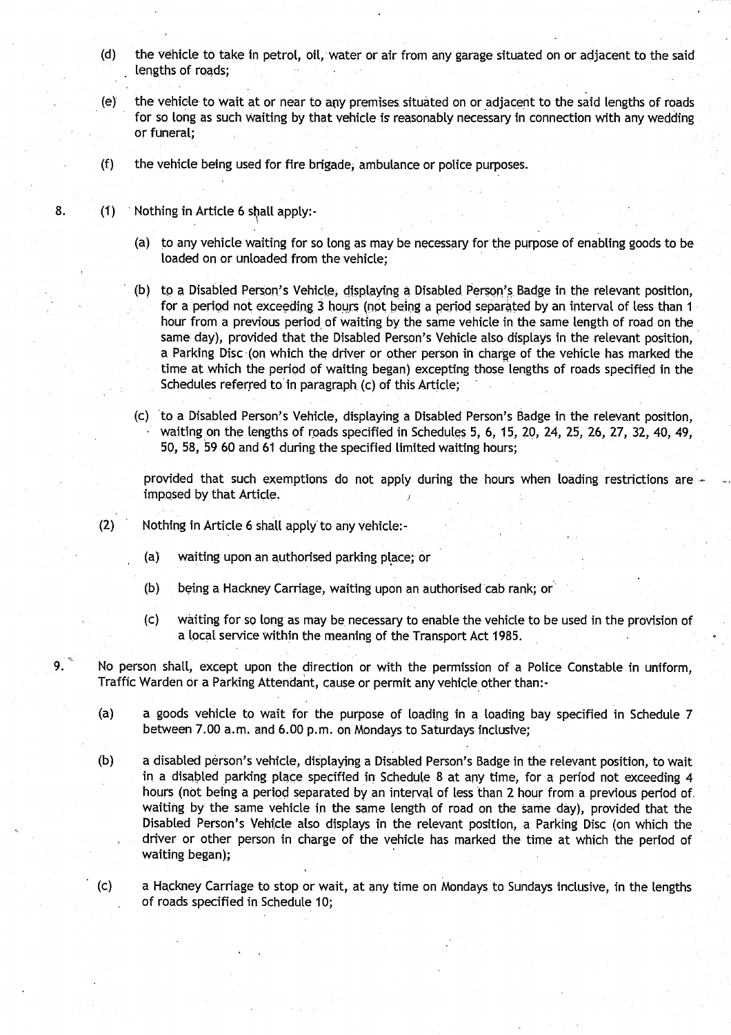(d) the vehicle to take in petrol, oil, water or air from any garage situated on or adjacent to the said lengths of roads;

(e) the vehicle to wait at or near to any premises situated on or adjacent to the said lengths of roads for so long as such waiting by that vehicle is reasonably necessary in connection with any wedding or funeral;

(f) the vehicle being used for fire brigade, ambulance or police purposes.

8. (1) Nothing in Article 6 shall apply:-

(a) to any vehicle waiting for so long as may be necessary for the purpose of enabling goods to be loaded on or unloaded from the vehicle;

(b) to a Disabled Person's Vehicle, displaying a Disabled Person's Badge in the relevant position, for a period not exceeding 3 hours (not being a period separated by an interval of less than 1 hour from a previous period of waiting by the same vehicle in the same length of road on the same day), provided that the Disabled Person's Vehicle also displays in the relevant position, a Parking Disc (on which the driver or other person in charge of the vehicle has marked the time at which the period of waiting began) excepting those lengths of roads specified in the Schedules referred to in paragraph (c) of this Article;

(c) to a Disabled Person's Vehicle, displaying a Disabled Person's Badge in the relevant position, waiting on the lengths of roads specified in Schedules 5, 6, 15, 20, 24, 25, 26, 27, 32, 40, 49, 50, 58, 59 60 and 61 during the specified limited waiting hours;

provided that such exemptions do not apply during the hours when loading restrictions are imposed by that Article.

(2) Nothing in Article 6 shall apply to any vehicle:-

(a) waiting upon an authorised parking place; or

(b) being a Hackney Carriage, waiting upon an authorised cab rank; or

(c) waiting for so long as may be necessary to enable the vehicle to be used in the provision of a local service within the meaning of the Transport Act 1985.

9. No person shall, except upon the direction or with the permission of a Police Constable in uniform, Traffic Warden or a Parking Attendant, cause or permit any vehicle other than:-

(a) a goods vehicle to wait for the purpose of loading in a loading bay specified in Schedule 7 between 7.00 a.m. and 6.00 p.m. on Mondays to Saturdays inclusive;

(b) a disabled person's vehicle, displaying a Disabled Person's Badge in the relevant position, to wait in a disabled parking place specified in Schedule 8 at any time, for a period not exceeding 4 hours (not being a period separated by an interval of less than 2 hour from a previous period of waiting by the same vehicle in the same length of road on the same day), provided that the Disabled Person's Vehicle also displays in the relevant position, a Parking Disc (on which the driver or other person in charge of the vehicle has marked the time at which the period of waiting began);

(c) a Hackney Carriage to stop or wait, at any time on Mondays to Sundays inclusive, in the lengths of roads specified in Schedule 10;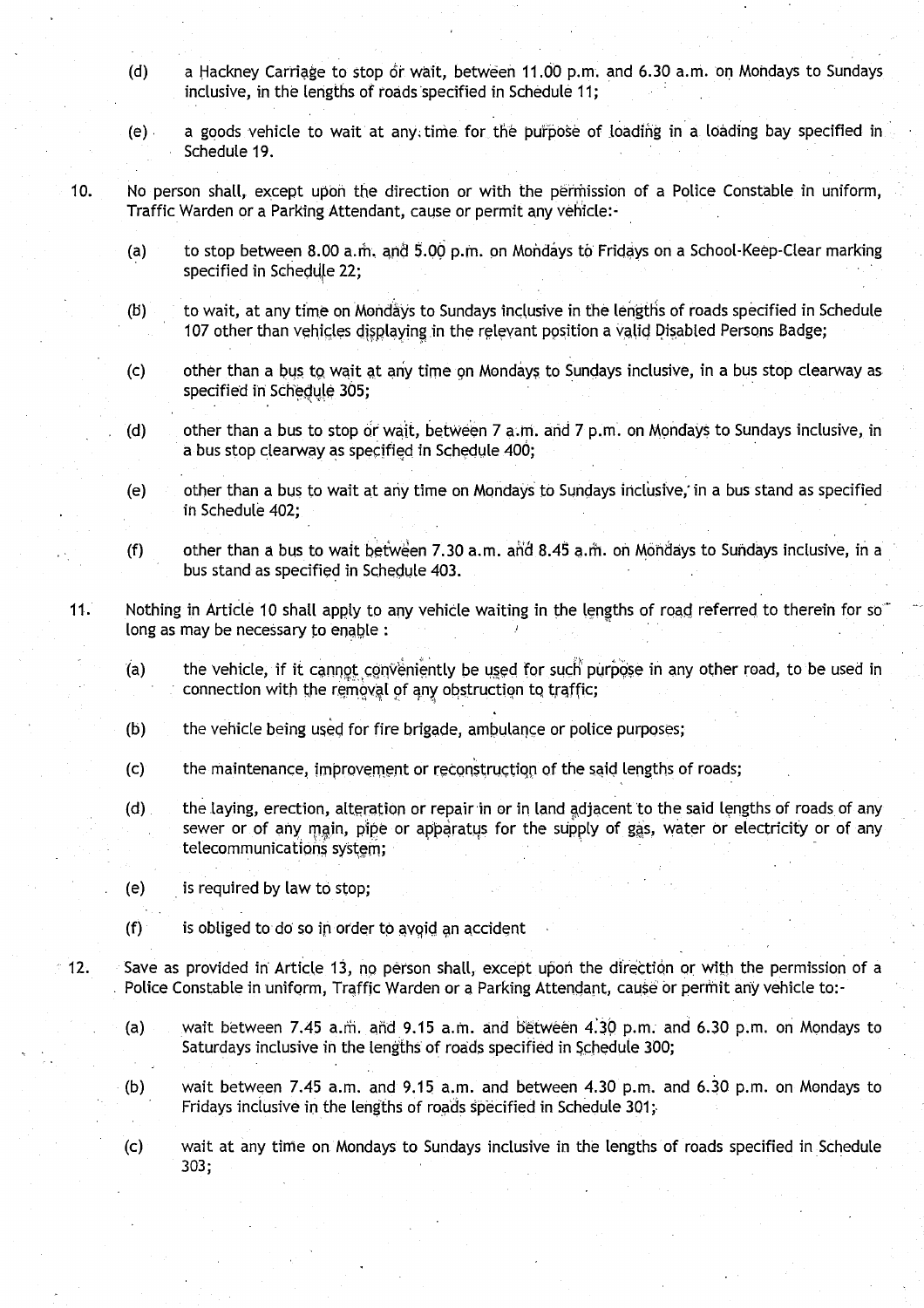(d) a Hackney Carriage to stop or wait, between 11.00 p.m. and 6.30 a.m. on Mondays to Sundays inclusive, in the lengths of roads specified in Schedule 11;

(e) a goods vehicle to wait at any time for the purpose of loading in a loading bay specified in Schedule 19.

10. No person shall, except upon the direction or with the permission of a Police Constable in uniform, Traffic Warden or a Parking Attendant, cause or permit any vehicle:-

(a) to stop between 8.00 a.m. and 5.00 p.m. on Mondays to Fridays on a School-Keep-Clear marking specified in Schedule 22;

(b) to wait, at any time on Mondays to Sundays inclusive in the lengths of roads specified in Schedule 107 other than vehicles displaying in the relevant position a valid Disabled Persons Badge;

(c) other than a bus to wait at any time on Mondays to Sundays inclusive, in a bus stop clearway as specified in Schedule 305;

(d) other than a bus to stop or wait, between 7 a.m. and 7 p.m. on Mondays to Sundays inclusive, in a bus stop clearway as specified in Schedule 400;

(e) other than a bus to wait at any time on Mondays to Sundays inclusive, in a bus stand as specified in Schedule 402;

(f) other than a bus to wait between 7.30 a.m. and 8.45 a.m. on Mondays to Sundays inclusive, in a bus stand as specified in Schedule 403.

11. Nothing in Article 10 shall apply to any vehicle waiting in the lengths of road referred to therein for so long as may be necessary to enable :

(a) the vehicle, if it cannot conveniently be used for such purpose in any other road, to be used in connection with the removal of any obstruction to traffic;

(b) the vehicle being used for fire brigade, ambulance or police purposes;

(c) the maintenance, improvement or reconstruction of the said lengths of roads;

(d) the laying, erection, alteration or repair in or in land adjacent to the said lengths of roads of any sewer or of any main, pipe or apparatus for the supply of gas, water or electricity or of any telecommunications system;

(e) is required by law to stop;

(f) is obliged to do so in order to avoid an accident

12. Save as provided in Article 13, no person shall, except upon the direction or with the permission of a Police Constable in uniform, Traffic Warden or a Parking Attendant, cause or permit any vehicle to:-

(a) wait between 7.45 a.m. and 9.15 a.m. and between 4.30 p.m. and 6.30 p.m. on Mondays to Saturdays inclusive in the lengths of roads specified in Schedule 300;

(b) wait between 7.45 a.m. and 9.15 a.m. and between 4.30 p.m. and 6.30 p.m. on Mondays to Fridays inclusive in the lengths of roads specified in Schedule 301;

(c) wait at any time on Mondays to Sundays inclusive in the lengths of roads specified in Schedule 303;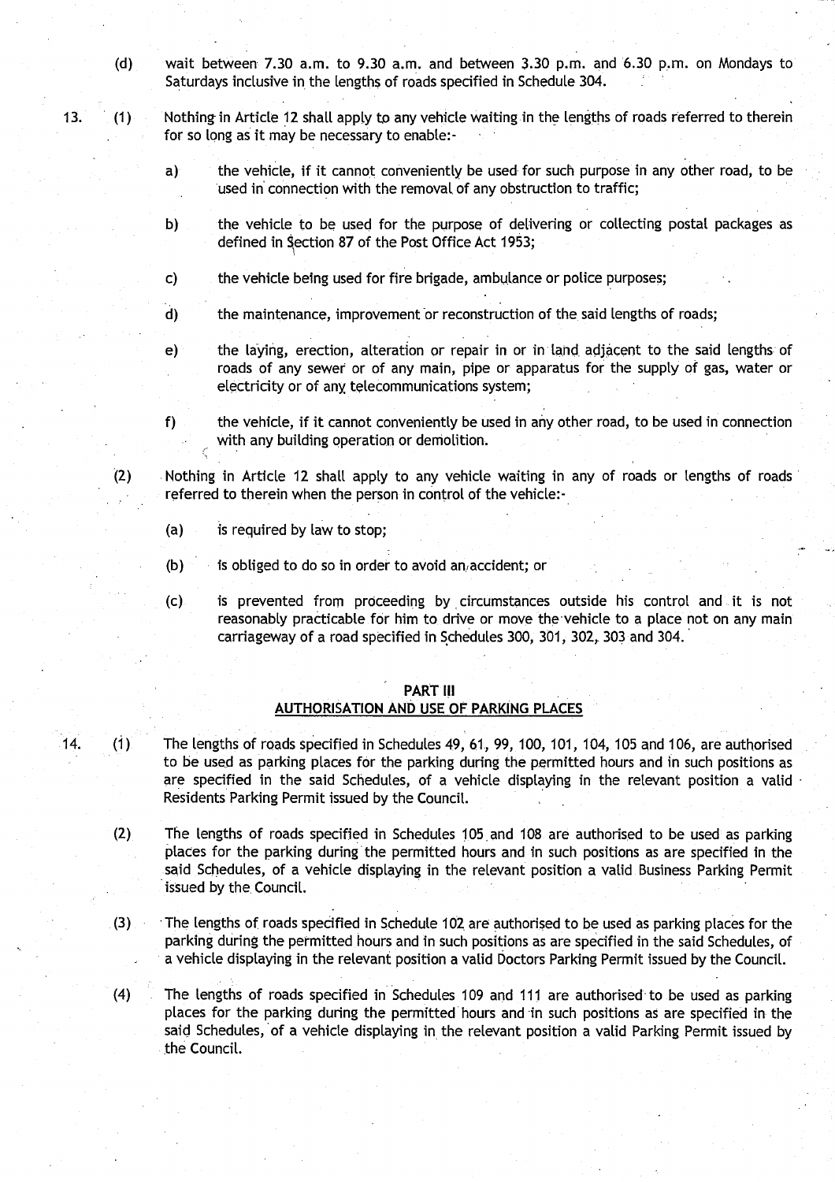(d) wait between 7.30 a.m. to 9.30 a.m. and between 3.30 p.m. and 6.30 p.m. on Mondays to Saturdays inclusive in the lengths of roads specified in Schedule 304.

13. (1) Nothing in Article 12 shall apply to any vehicle waiting in the lengths of roads referred to therein for so long as it may be necessary to enable:-

a) the vehicle, if it cannot conveniently be used for such purpose in any other road, to be used in connection with the removal of any obstruction to traffic;

b) the vehicle to be used for the purpose of delivering or collecting postal packages as defined in Section 87 of the Post Office Act 1953;

c) the vehicle being used for fire brigade, ambulance or police purposes;

d) the maintenance, improvement or reconstruction of the said lengths of roads;

e) the laying, erection, alteration or repair in or in land adjacent to the said lengths of roads of any sewer or of any main, pipe or apparatus for the supply of gas, water or electricity or of any telecommunications system;

f) the vehicle, if it cannot conveniently be used in any other road, to be used in connection with any building operation or demolition.

(2) Nothing in Article 12 shall apply to any vehicle waiting in any of roads or lengths of roads referred to therein when the person in control of the vehicle:-

(a) is required by law to stop;

(b) is obliged to do so in order to avoid an accident; or

(c) is prevented from proceeding by circumstances outside his control and it is not reasonably practicable for him to drive or move the vehicle to a place not on any main carriageway of a road specified in Schedules 300, 301, 302, 303 and 304.

## PART III
## AUTHORISATION AND USE OF PARKING PLACES

14. (1) The lengths of roads specified in Schedules 49, 61, 99, 100, 101, 104, 105 and 106, are authorised to be used as parking places for the parking during the permitted hours and in such positions as are specified in the said Schedules, of a vehicle displaying in the relevant position a valid Residents Parking Permit issued by the Council.

(2) The lengths of roads specified in Schedules 105 and 108 are authorised to be used as parking places for the parking during the permitted hours and in such positions as are specified in the said Schedules, of a vehicle displaying in the relevant position a valid Business Parking Permit issued by the Council.

(3) The lengths of roads specified in Schedule 102 are authorised to be used as parking places for the parking during the permitted hours and in such positions as are specified in the said Schedules, of a vehicle displaying in the relevant position a valid Doctors Parking Permit issued by the Council.

(4) The lengths of roads specified in Schedules 109 and 111 are authorised to be used as parking places for the parking during the permitted hours and in such positions as are specified in the said Schedules, of a vehicle displaying in the relevant position a valid Parking Permit issued by the Council.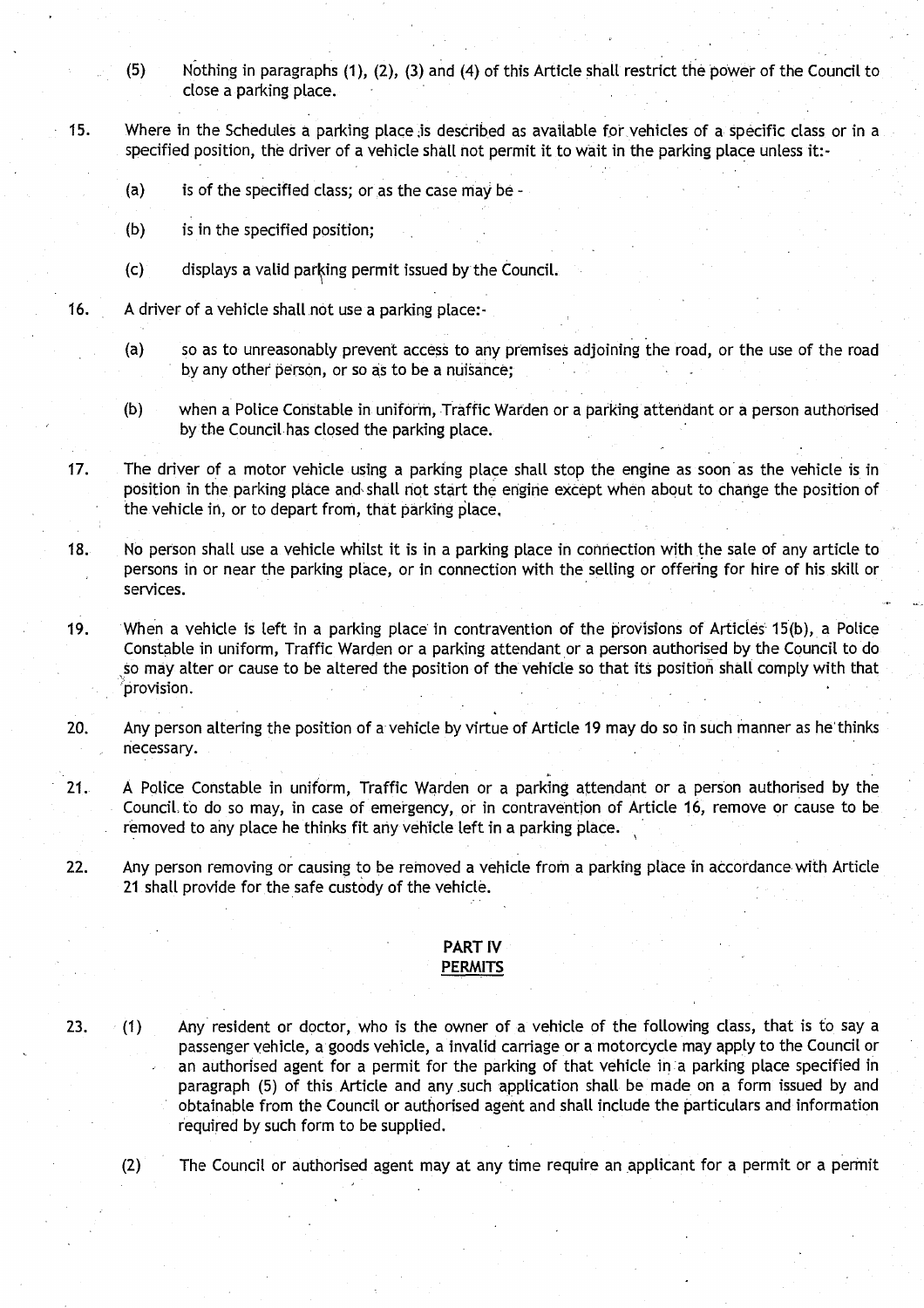(5) Nothing in paragraphs (1), (2), (3) and (4) of this Article shall restrict the power of the Council to close a parking place.

15. Where in the Schedules a parking place is described as available for vehicles of a specific class or in a specified position, the driver of a vehicle shall not permit it to wait in the parking place unless it:-

(a) is of the specified class; or as the case may be -

(b) is in the specified position;

(c) displays a valid parking permit issued by the Council.

16. A driver of a vehicle shall not use a parking place:-

(a) so as to unreasonably prevent access to any premises adjoining the road, or the use of the road by any other person, or so as to be a nuisance;

(b) when a Police Constable in uniform, Traffic Warden or a parking attendant or a person authorised by the Council has closed the parking place.

17. The driver of a motor vehicle using a parking place shall stop the engine as soon as the vehicle is in position in the parking place and shall not start the engine except when about to change the position of the vehicle in, or to depart from, that parking place.

18. No person shall use a vehicle whilst it is in a parking place in connection with the sale of any article to persons in or near the parking place, or in connection with the selling or offering for hire of his skill or services.

19. When a vehicle is left in a parking place in contravention of the provisions of Articles 15(b), a Police Constable in uniform, Traffic Warden or a parking attendant or a person authorised by the Council to do so may alter or cause to be altered the position of the vehicle so that its position shall comply with that provision.

20. Any person altering the position of a vehicle by virtue of Article 19 may do so in such manner as he thinks necessary.

21. A Police Constable in uniform, Traffic Warden or a parking attendant or a person authorised by the Council to do so may, in case of emergency, or in contravention of Article 16, remove or cause to be removed to any place he thinks fit any vehicle left in a parking place.

22. Any person removing or causing to be removed a vehicle from a parking place in accordance with Article 21 shall provide for the safe custody of the vehicle.

## PART IV
## PERMITS

23. (1) Any resident or doctor, who is the owner of a vehicle of the following class, that is to say a passenger vehicle, a goods vehicle, a invalid carriage or a motorcycle may apply to the Council or an authorised agent for a permit for the parking of that vehicle in a parking place specified in paragraph (5) of this Article and any such application shall be made on a form issued by and obtainable from the Council or authorised agent and shall include the particulars and information required by such form to be supplied.

(2) The Council or authorised agent may at any time require an applicant for a permit or a permit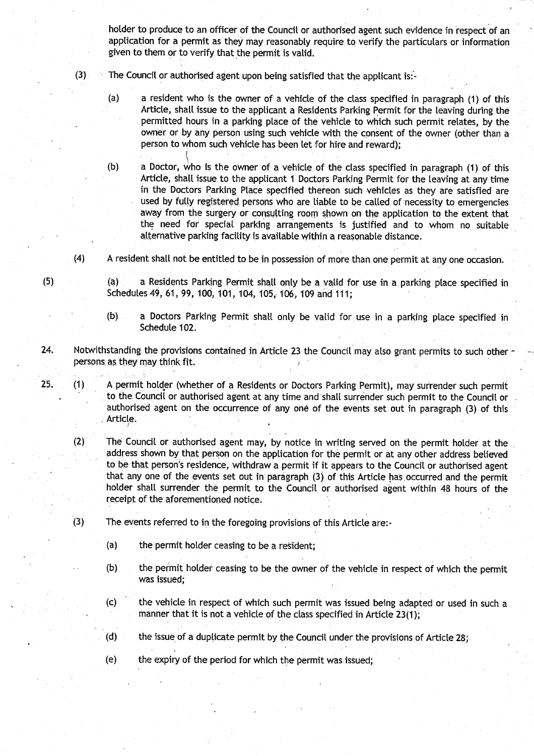holder to produce to an officer of the Council or authorised agent such evidence in respect of an application for a permit as they may reasonably require to verify the particulars or information given to them or to verify that the permit is valid.

(3) The Council or authorised agent upon being satisfied that the applicant is:-

(a) a resident who is the owner of a vehicle of the class specified in paragraph (1) of this Article, shall issue to the applicant a Residents Parking Permit for the leaving during the permitted hours in a parking place of the vehicle to which such permit relates, by the owner or by any person using such vehicle with the consent of the owner (other than a person to whom such vehicle has been let for hire and reward);

(b) a Doctor, who is the owner of a vehicle of the class specified in paragraph (1) of this Article, shall issue to the applicant 1 Doctors Parking Permit for the leaving at any time in the Doctors Parking Place specified thereon such vehicles as they are satisfied are used by fully registered persons who are liable to be called of necessity to emergencies away from the surgery or consulting room shown on the application to the extent that the need for special parking arrangements is justified and to whom no suitable alternative parking facility is available within a reasonable distance.

(4) A resident shall not be entitled to be in possession of more than one permit at any one occasion.

(5) (a) a Residents Parking Permit shall only be a valid for use in a parking place specified in Schedules 49, 61, 99, 100, 101, 104, 105, 106, 109 and 111;

(b) a Doctors Parking Permit shall only be valid for use in a parking place specified in Schedule 102.

24. Notwithstanding the provisions contained in Article 23 the Council may also grant permits to such other persons as they may think fit.

25. (1) A permit holder (whether of a Residents or Doctors Parking Permit), may surrender such permit to the Council or authorised agent at any time and shall surrender such permit to the Council or authorised agent on the occurrence of any one of the events set out in paragraph (3) of this Article.

(2) The Council or authorised agent may, by notice in writing served on the permit holder at the address shown by that person on the application for the permit or at any other address believed to be that person's residence, withdraw a permit if it appears to the Council or authorised agent that any one of the events set out in paragraph (3) of this Article has occurred and the permit holder shall surrender the permit to the Council or authorised agent within 48 hours of the receipt of the aforementioned notice.

(3) The events referred to in the foregoing provisions of this Article are:-

(a) the permit holder ceasing to be a resident;

(b) the permit holder ceasing to be the owner of the vehicle in respect of which the permit was issued;

(c) the vehicle in respect of which such permit was issued being adapted or used in such a manner that it is not a vehicle of the class specified in Article 23(1);

(d) the issue of a duplicate permit by the Council under the provisions of Article 28;

(e) the expiry of the period for which the permit was issued;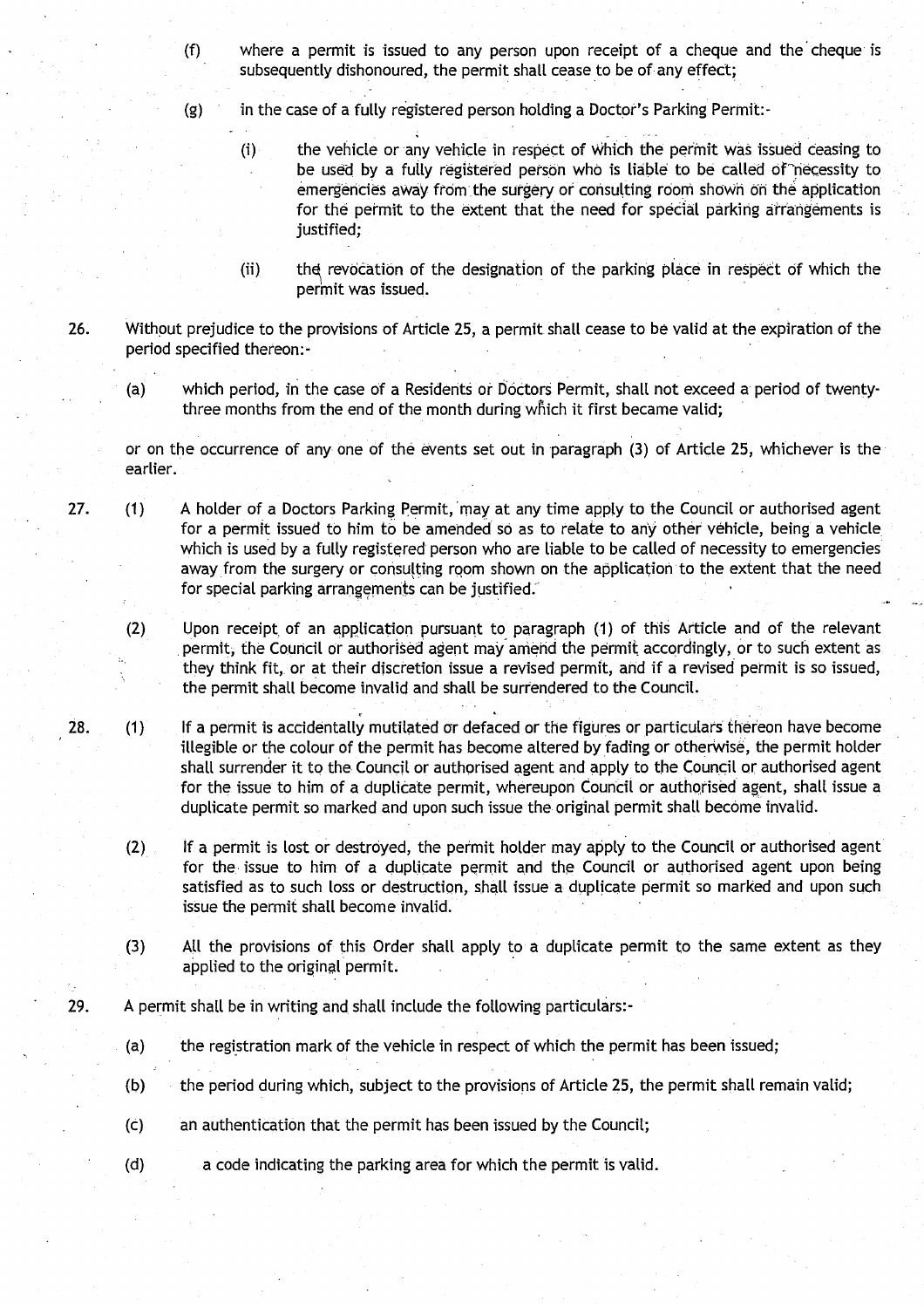(f) where a permit is issued to any person upon receipt of a cheque and the cheque is subsequently dishonoured, the permit shall cease to be of any effect;

(g) in the case of a fully registered person holding a Doctor's Parking Permit:-

(i) the vehicle or any vehicle in respect of which the permit was issued ceasing to be used by a fully registered person who is liable to be called of necessity to emergencies away from the surgery or consulting room shown on the application for the permit to the extent that the need for special parking arrangements is justified;

(ii) the revocation of the designation of the parking place in respect of which the permit was issued.

26. Without prejudice to the provisions of Article 25, a permit shall cease to be valid at the expiration of the period specified thereon:-

(a) which period, in the case of a Residents or Doctors Permit, shall not exceed a period of twenty-three months from the end of the month during which it first became valid;

or on the occurrence of any one of the events set out in paragraph (3) of Article 25, whichever is the earlier.

27. (1) A holder of a Doctors Parking Permit, may at any time apply to the Council or authorised agent for a permit issued to him to be amended so as to relate to any other vehicle, being a vehicle which is used by a fully registered person who are liable to be called of necessity to emergencies away from the surgery or consulting room shown on the application to the extent that the need for special parking arrangements can be justified.

(2) Upon receipt of an application pursuant to paragraph (1) of this Article and of the relevant permit, the Council or authorised agent may amend the permit accordingly, or to such extent as they think fit, or at their discretion issue a revised permit, and if a revised permit is so issued, the permit shall become invalid and shall be surrendered to the Council.

28. (1) If a permit is accidentally mutilated or defaced or the figures or particulars thereon have become illegible or the colour of the permit has become altered by fading or otherwise, the permit holder shall surrender it to the Council or authorised agent and apply to the Council or authorised agent for the issue to him of a duplicate permit, whereupon Council or authorised agent, shall issue a duplicate permit so marked and upon such issue the original permit shall become invalid.

(2) If a permit is lost or destroyed, the permit holder may apply to the Council or authorised agent for the issue to him of a duplicate permit and the Council or authorised agent upon being satisfied as to such loss or destruction, shall issue a duplicate permit so marked and upon such issue the permit shall become invalid.

(3) All the provisions of this Order shall apply to a duplicate permit to the same extent as they applied to the original permit.

29. A permit shall be in writing and shall include the following particulars:-

(a) the registration mark of the vehicle in respect of which the permit has been issued;

(b) the period during which, subject to the provisions of Article 25, the permit shall remain valid;

(c) an authentication that the permit has been issued by the Council;

(d) a code indicating the parking area for which the permit is valid.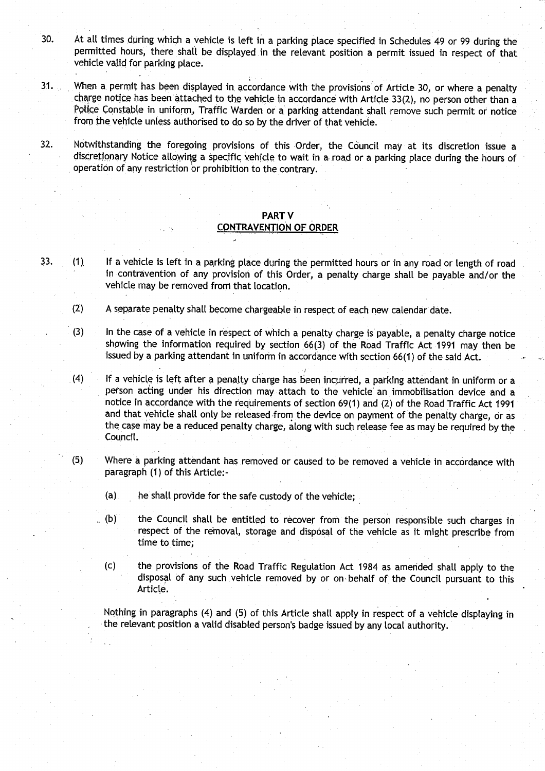30. At all times during which a vehicle is left in a parking place specified in Schedules 49 or 99 during the permitted hours, there shall be displayed in the relevant position a permit issued in respect of that vehicle valid for parking place.

31. When a permit has been displayed in accordance with the provisions of Article 30, or where a penalty charge notice has been attached to the vehicle in accordance with Article 33(2), no person other than a Police Constable in uniform, Traffic Warden or a parking attendant shall remove such permit or notice from the vehicle unless authorised to do so by the driver of that vehicle.

32. Notwithstanding the foregoing provisions of this Order, the Council may at its discretion issue a discretionary Notice allowing a specific vehicle to wait in a road or a parking place during the hours of operation of any restriction or prohibition to the contrary.

## PART V
## CONTRAVENTION OF ORDER

33. (1) If a vehicle is left in a parking place during the permitted hours or in any road or length of road in contravention of any provision of this Order, a penalty charge shall be payable and/or the vehicle may be removed from that location.

(2) A separate penalty shall become chargeable in respect of each new calendar date.

(3) In the case of a vehicle in respect of which a penalty charge is payable, a penalty charge notice showing the information required by section 66(3) of the Road Traffic Act 1991 may then be issued by a parking attendant in uniform in accordance with section 66(1) of the said Act.

(4) If a vehicle is left after a penalty charge has been incurred, a parking attendant in uniform or a person acting under his direction may attach to the vehicle an immobilisation device and a notice in accordance with the requirements of section 69(1) and (2) of the Road Traffic Act 1991 and that vehicle shall only be released from the device on payment of the penalty charge, or as the case may be a reduced penalty charge, along with such release fee as may be required by the Council.

(5) Where a parking attendant has removed or caused to be removed a vehicle in accordance with paragraph (1) of this Article:-

(a) he shall provide for the safe custody of the vehicle;

(b) the Council shall be entitled to recover from the person responsible such charges in respect of the removal, storage and disposal of the vehicle as it might prescribe from time to time;

(c) the provisions of the Road Traffic Regulation Act 1984 as amended shall apply to the disposal of any such vehicle removed by or on behalf of the Council pursuant to this Article.

Nothing in paragraphs (4) and (5) of this Article shall apply in respect of a vehicle displaying in the relevant position a valid disabled person's badge issued by any local authority.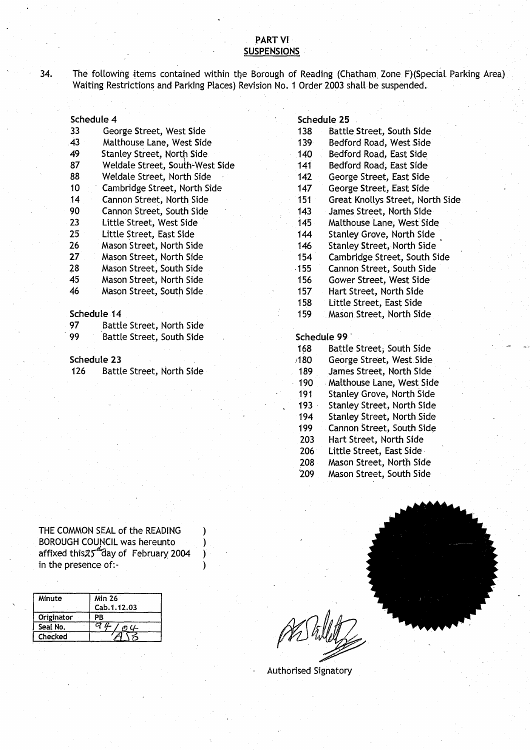## PART VI
## SUSPENSIONS

34. The following items contained within the Borough of Reading (Chatham Zone F)(Special Parking Area) Waiting Restrictions and Parking Places) Revision No. 1 Order 2003 shall be suspended.

**Schedule 4**

| | |
|---|---|
| 33 | George Street, West Side |
| 43 | Malthouse Lane, West Side |
| 49 | Stanley Street, North Side |
| 87 | Weldale Street, South-West Side |
| 88 | Weldale Street, North Side |
| 10 | Cambridge Street, North Side |
| 14 | Cannon Street, North Side |
| 90 | Cannon Street, South Side |
| 23 | Little Street, West Side |
| 25 | Little Street, East Side |
| 26 | Mason Street, North Side |
| 27 | Mason Street, North Side |
| 28 | Mason Street, South Side |
| 45 | Mason Street, North Side |
| 46 | Mason Street, South Side |

**Schedule 14**

| | |
|---|---|
| 97 | Battle Street, North Side |
| 99 | Battle Street, South Side |

**Schedule 23**

| | |
|---|---|
| 126 | Battle Street, North Side |

**Schedule 25**

| | |
|---|---|
| 138 | Battle Street, South Side |
| 139 | Bedford Road, West Side |
| 140 | Bedford Road, East Side |
| 141 | Bedford Road, East Side |
| 142 | George Street, East Side |
| 147 | George Street, East Side |
| 151 | Great Knollys Street, North Side |
| 143 | James Street, North Side |
| 145 | Malthouse Lane, West Side |
| 144 | Stanley Grove, North Side |
| 146 | Stanley Street, North Side |
| 154 | Cambridge Street, South Side |
| 155 | Cannon Street, South Side |
| 156 | Gower Street, West Side |
| 157 | Hart Street, North Side |
| 158 | Little Street, East Side |
| 159 | Mason Street, North Side |

**Schedule 99**

| | |
|---|---|
| 168 | Battle Street, South Side |
| 180 | George Street, West Side |
| 189 | James Street, North Side |
| 190 | Malthouse Lane, West Side |
| 191 | Stanley Grove, North Side |
| 193 | Stanley Street, North Side |
| 194 | Stanley Street, North Side |
| 199 | Cannon Street, South Side |
| 203 | Hart Street, North Side |
| 206 | Little Street, East Side |
| 208 | Mason Street, North Side |
| 209 | Mason Street, South Side |

THE COMMON SEAL of the READING BOROUGH COUNCIL was hereunto affixed this 25th day of February 2004 in the presence of:-

| Minute | Min 26 Cab.1.12.03 |
|---|---|
| Originator | PB |
| Seal No. | 94/04 |
| Checked | |

Authorised Signatory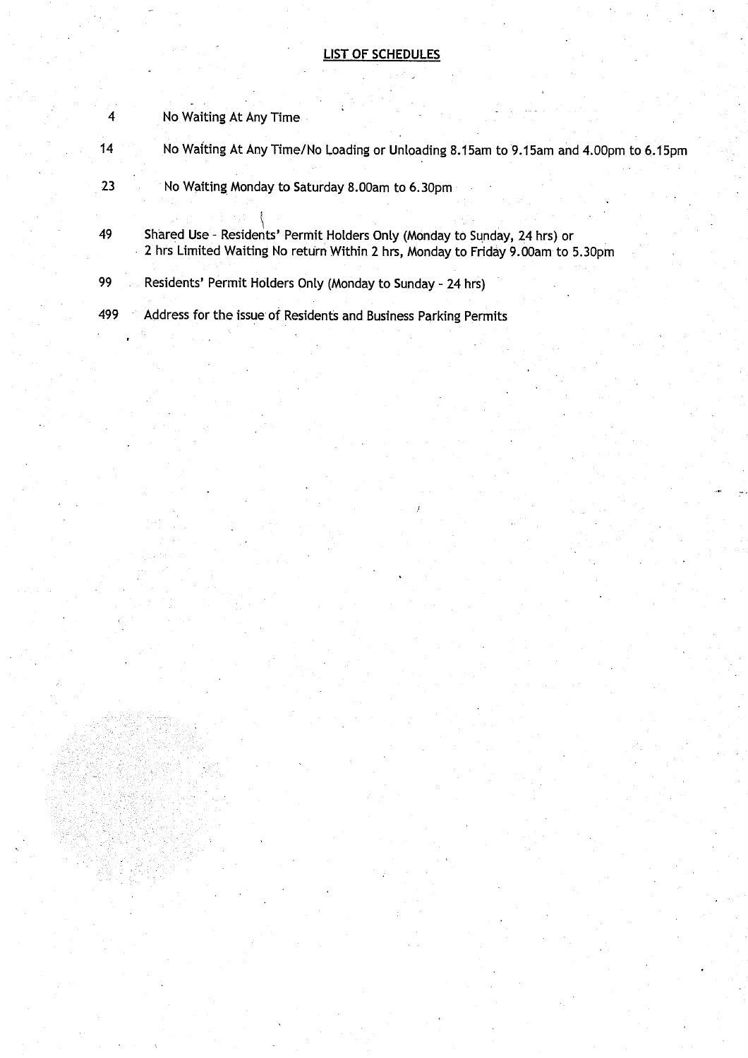## LIST OF SCHEDULES

| | |
|---|---|
| 4 | No Waiting At Any Time |
| 14 | No Waiting At Any Time/No Loading or Unloading 8.15am to 9.15am and 4.00pm to 6.15pm |
| 23 | No Waiting Monday to Saturday 8.00am to 6.30pm |
| 49 | Shared Use - Residents' Permit Holders Only (Monday to Sunday, 24 hrs) or 2 hrs Limited Waiting No return Within 2 hrs, Monday to Friday 9.00am to 5.30pm |
| 99 | Residents' Permit Holders Only (Monday to Sunday - 24 hrs) |
| 499 | Address for the issue of Residents and Business Parking Permits |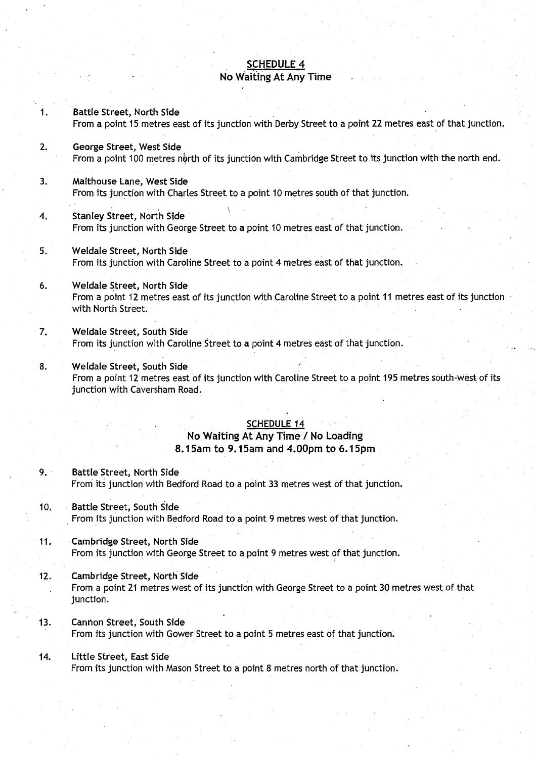## SCHEDULE 4
### No Waiting At Any Time

1. **Battle Street, North Side**
   From a point 15 metres east of its junction with Derby Street to a point 22 metres east of that junction.

2. **George Street, West Side**
   From a point 100 metres north of its junction with Cambridge Street to its junction with the north end.

3. **Malthouse Lane, West Side**
   From its junction with Charles Street to a point 10 metres south of that junction.

4. **Stanley Street, North Side**
   From its junction with George Street to a point 10 metres east of that junction.

5. **Weldale Street, North Side**
   From its junction with Caroline Street to a point 4 metres east of that junction.

6. **Weldale Street, North Side**
   From a point 12 metres east of its junction with Caroline Street to a point 11 metres east of its junction with North Street.

7. **Weldale Street, South Side**
   From its junction with Caroline Street to a point 4 metres east of that junction.

8. **Weldale Street, South Side**
   From a point 12 metres east of its junction with Caroline Street to a point 195 metres south-west of its junction with Caversham Road.

## SCHEDULE 14
### No Waiting At Any Time / No Loading
### 8.15am to 9.15am and 4.00pm to 6.15pm

9. **Battle Street, North Side**
   From its junction with Bedford Road to a point 33 metres west of that junction.

10. **Battle Street, South Side**
    From its junction with Bedford Road to a point 9 metres west of that junction.

11. **Cambridge Street, North Side**
    From its junction with George Street to a point 9 metres west of that junction.

12. **Cambridge Street, North Side**
    From a point 21 metres west of its junction with George Street to a point 30 metres west of that junction.

13. **Cannon Street, South Side**
    From its junction with Gower Street to a point 5 metres east of that junction.

14. **Little Street, East Side**
    From its junction with Mason Street to a point 8 metres north of that junction.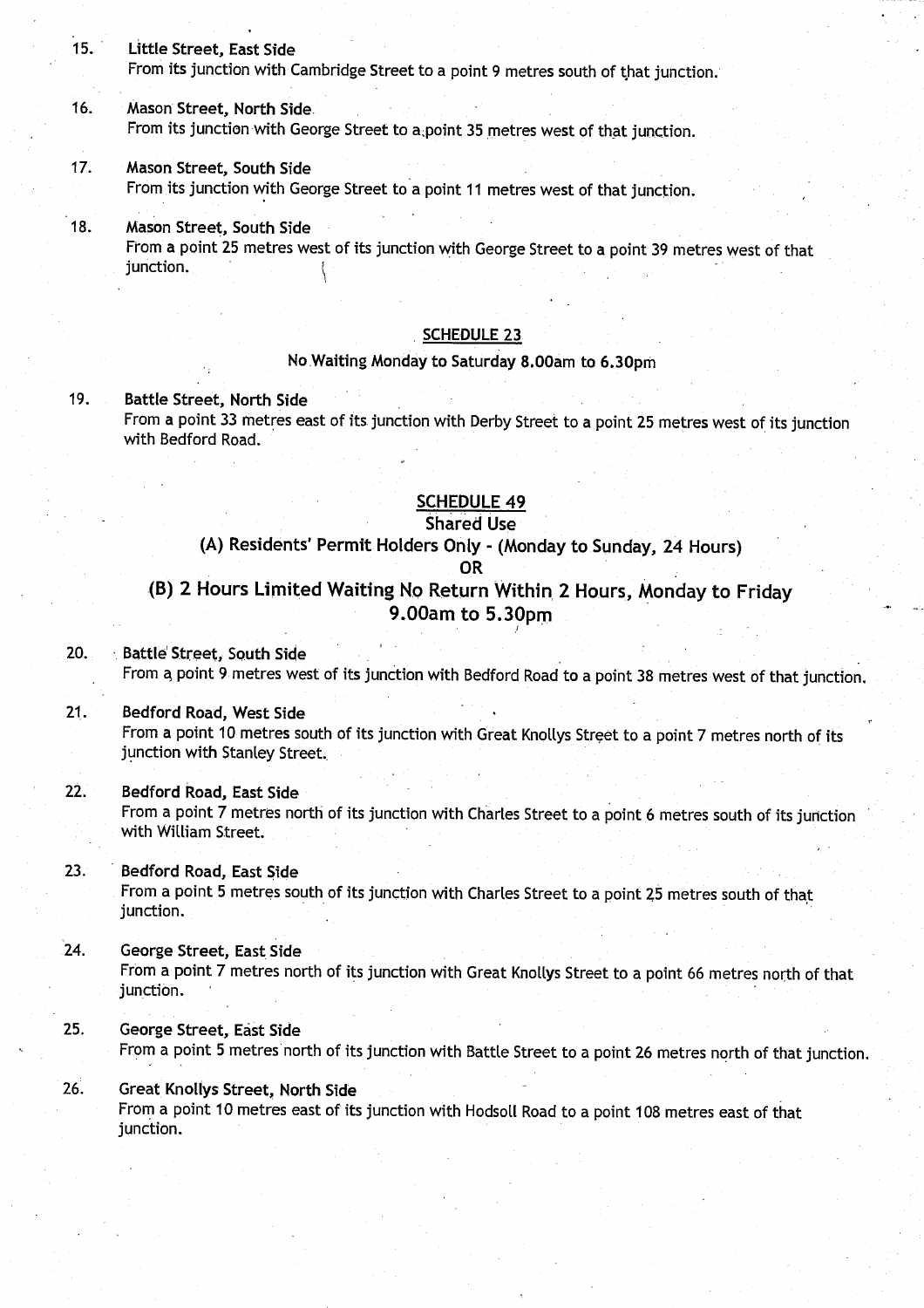15. **Little Street, East Side**
From its junction with Cambridge Street to a point 9 metres south of that junction.

16. **Mason Street, North Side**
From its junction with George Street to a point 35 metres west of that junction.

17. **Mason Street, South Side**
From its junction with George Street to a point 11 metres west of that junction.

18. **Mason Street, South Side**
From a point 25 metres west of its junction with George Street to a point 39 metres west of that junction.

## SCHEDULE 23

No Waiting Monday to Saturday 8.00am to 6.30pm

19. **Battle Street, North Side**
From a point 33 metres east of its junction with Derby Street to a point 25 metres west of its junction with Bedford Road.

## SCHEDULE 49

### Shared Use

### (A) Residents' Permit Holders Only - (Monday to Sunday, 24 Hours)

### OR

### (B) 2 Hours Limited Waiting No Return Within 2 Hours, Monday to Friday 9.00am to 5.30pm

20. **Battle Street, South Side**
From a point 9 metres west of its junction with Bedford Road to a point 38 metres west of that junction.

21. **Bedford Road, West Side**
From a point 10 metres south of its junction with Great Knollys Street to a point 7 metres north of its junction with Stanley Street.

22. **Bedford Road, East Side**
From a point 7 metres north of its junction with Charles Street to a point 6 metres south of its junction with William Street.

23. **Bedford Road, East Side**
From a point 5 metres south of its junction with Charles Street to a point 25 metres south of that junction.

24. **George Street, East Side**
From a point 7 metres north of its junction with Great Knollys Street to a point 66 metres north of that junction.

25. **George Street, East Side**
From a point 5 metres north of its junction with Battle Street to a point 26 metres north of that junction.

26. **Great Knollys Street, North Side**
From a point 10 metres east of its junction with Hodsoll Road to a point 108 metres east of that junction.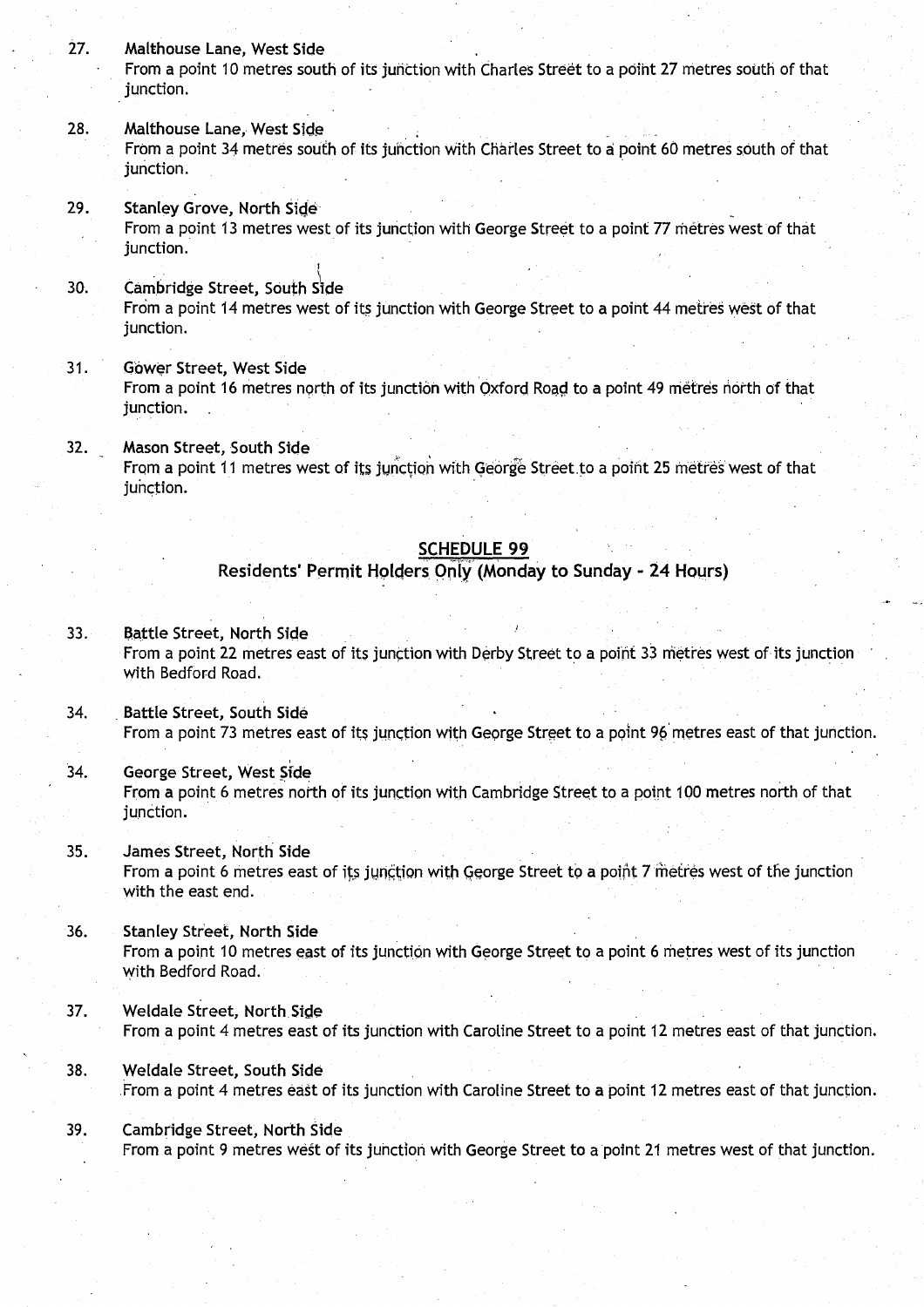27. **Malthouse Lane, West Side**
From a point 10 metres south of its junction with Charles Street to a point 27 metres south of that junction.

28. **Malthouse Lane, West Side**
From a point 34 metres south of its junction with Charles Street to a point 60 metres south of that junction.

29. **Stanley Grove, North Side**
From a point 13 metres west of its junction with George Street to a point 77 metres west of that junction.

30. **Cambridge Street, South Side**
From a point 14 metres west of its junction with George Street to a point 44 metres west of that junction.

31. **Gower Street, West Side**
From a point 16 metres north of its junction with Oxford Road to a point 49 metres north of that junction.

32. **Mason Street, South Side**
From a point 11 metres west of its junction with George Street to a point 25 metres west of that junction.

## SCHEDULE 99

### Residents' Permit Holders Only (Monday to Sunday - 24 Hours)

33. **Battle Street, North Side**
From a point 22 metres east of its junction with Derby Street to a point 33 metres west of its junction with Bedford Road.

34. **Battle Street, South Side**
From a point 73 metres east of its junction with George Street to a point 96 metres east of that junction.

34. **George Street, West Side**
From a point 6 metres north of its junction with Cambridge Street to a point 100 metres north of that junction.

35. **James Street, North Side**
From a point 6 metres east of its junction with George Street to a point 7 metres west of the junction with the east end.

36. **Stanley Street, North Side**
From a point 10 metres east of its junction with George Street to a point 6 metres west of its junction with Bedford Road.

37. **Weldale Street, North Side**
From a point 4 metres east of its junction with Caroline Street to a point 12 metres east of that junction.

38. **Weldale Street, South Side**
From a point 4 metres east of its junction with Caroline Street to a point 12 metres east of that junction.

39. **Cambridge Street, North Side**
From a point 9 metres west of its junction with George Street to a point 21 metres west of that junction.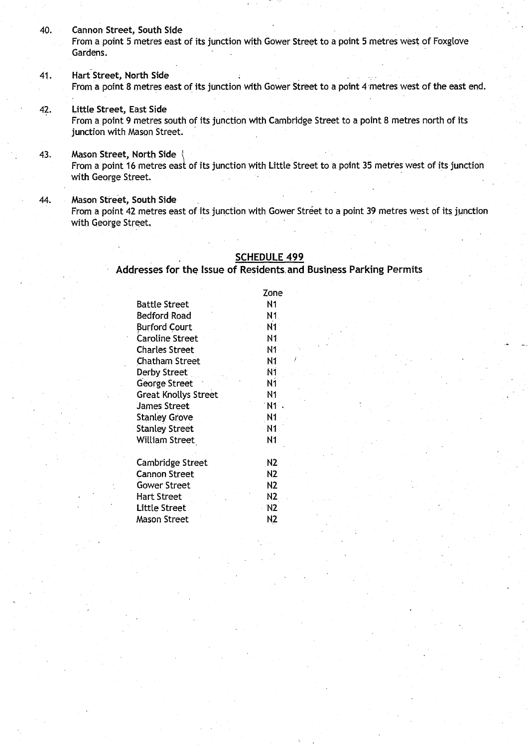40. **Cannon Street, South Side**
From a point 5 metres east of its junction with Gower Street to a point 5 metres west of Foxglove Gardens.

41. **Hart Street, North Side**
From a point 8 metres east of its junction with Gower Street to a point 4 metres west of the east end.

42. **Little Street, East Side**
From a point 9 metres south of its junction with Cambridge Street to a point 8 metres north of its junction with Mason Street.

43. **Mason Street, North Side**
From a point 16 metres east of its junction with Little Street to a point 35 metres west of its junction with George Street.

44. **Mason Street, South Side**
From a point 42 metres east of its junction with Gower Street to a point 39 metres west of its junction with George Street.

## SCHEDULE 499

### Addresses for the Issue of Residents and Business Parking Permits

| | Zone |
|---|---|
| Battle Street | N1 |
| Bedford Road | N1 |
| Burford Court | N1 |
| Caroline Street | N1 |
| Charles Street | N1 |
| Chatham Street | N1 |
| Derby Street | N1 |
| George Street | N1 |
| Great Knollys Street | N1 |
| James Street | N1 |
| Stanley Grove | N1 |
| Stanley Street | N1 |
| William Street | N1 |
| Cambridge Street | N2 |
| Cannon Street | N2 |
| Gower Street | N2 |
| Hart Street | N2 |
| Little Street | N2 |
| Mason Street | N2 |